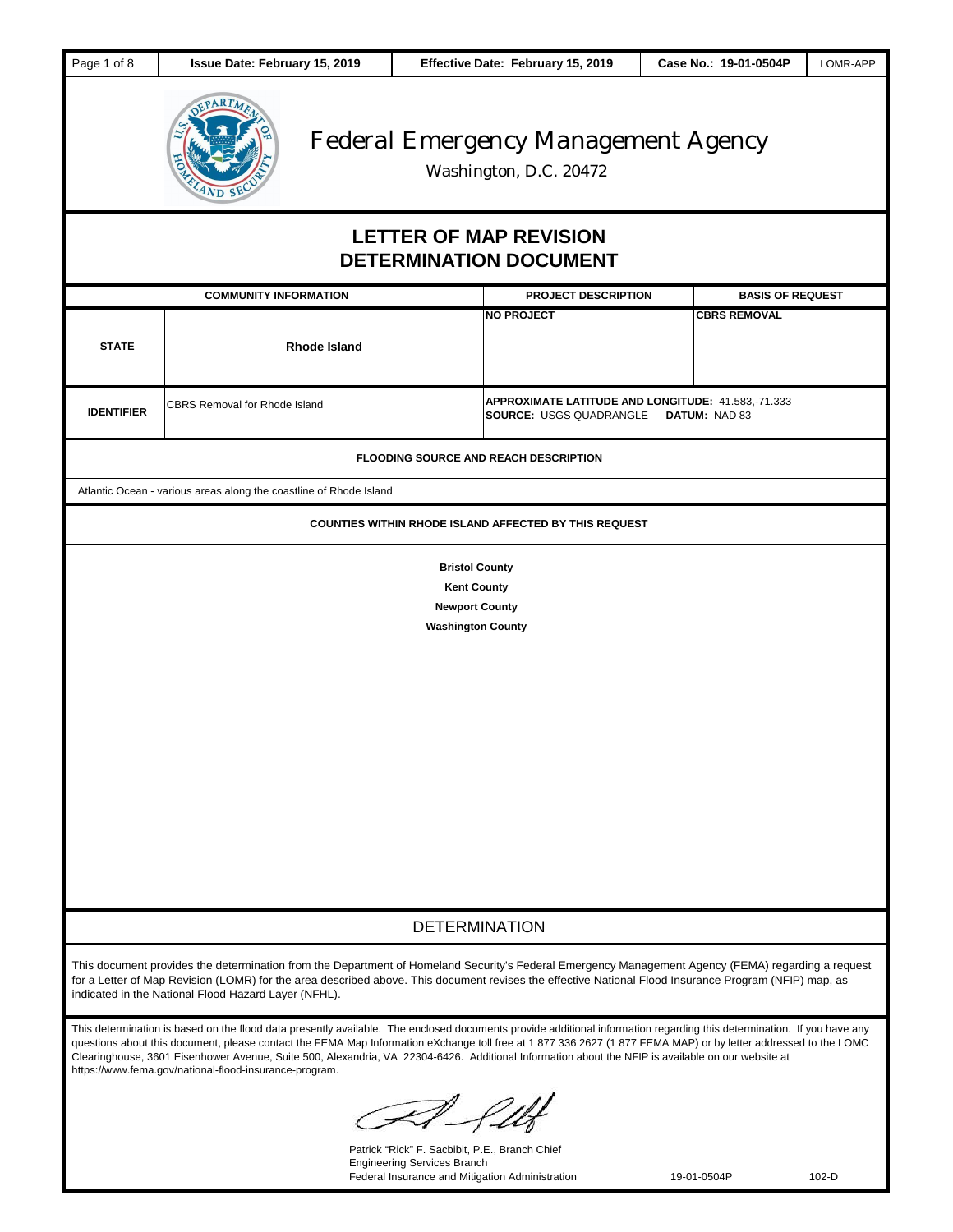| Issue Date: February 15, 2019 | Effective Date: February 15, 2019 | Case No.: 19-01-0504P | LOMR-APP |
|---|---|---|---|

# Federal Emergency Management Agency

Washington, D.C. 20472

## LETTER OF MAP REVISION DETERMINATION DOCUMENT

| COMMUNITY INFORMATION | | PROJECT DESCRIPTION | BASIS OF REQUEST |
|---|---|---|---|
| **STATE** | **Rhode Island** | **NO PROJECT** | **CBRS REMOVAL** |
| **IDENTIFIER** | CBRS Removal for Rhode Island | **APPROXIMATE LATITUDE AND LONGITUDE:** 41.583,-71.333<br>**SOURCE:** USGS QUADRANGLE **DATUM:** NAD 83 | |

**FLOODING SOURCE AND REACH DESCRIPTION**

Atlantic Ocean - various areas along the coastline of Rhode Island

**COUNTIES WITHIN RHODE ISLAND AFFECTED BY THIS REQUEST**

**Bristol County**
**Kent County**
**Newport County**
**Washington County**

## DETERMINATION

This document provides the determination from the Department of Homeland Security's Federal Emergency Management Agency (FEMA) regarding a request for a Letter of Map Revision (LOMR) for the area described above. This document revises the effective National Flood Insurance Program (NFIP) map, as indicated in the National Flood Hazard Layer (NFHL).

This determination is based on the flood data presently available. The enclosed documents provide additional information regarding this determination. If you have any questions about this document, please contact the FEMA Map Information eXchange toll free at 1 877 336 2627 (1 877 FEMA MAP) or by letter addressed to the LOMC Clearinghouse, 3601 Eisenhower Avenue, Suite 500, Alexandria, VA 22304-6426. Additional Information about the NFIP is available on our website at https://www.fema.gov/national-flood-insurance-program.

Patrick "Rick" F. Sacbibit, P.E., Branch Chief
Engineering Services Branch
Federal Insurance and Mitigation Administration

19-01-0504P 102-D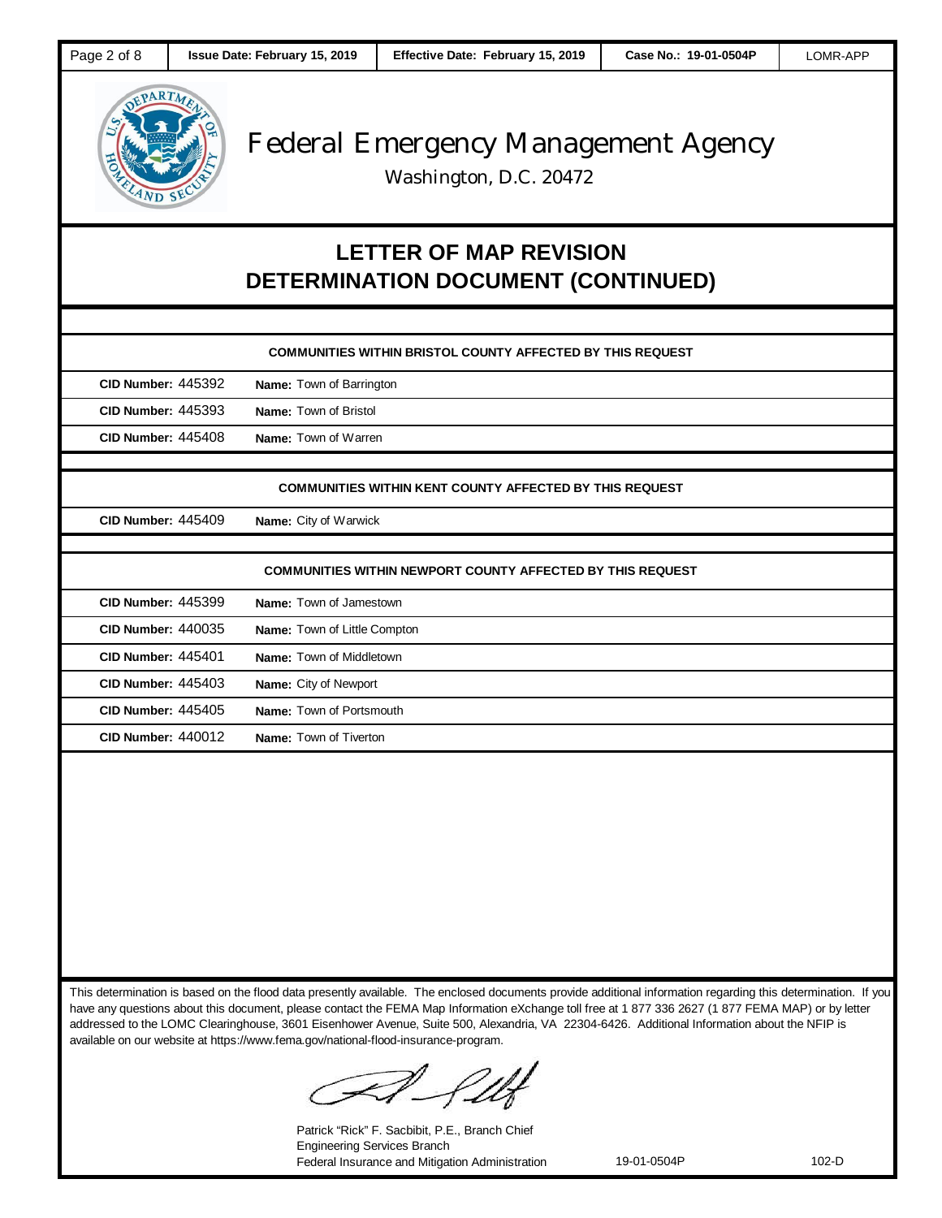# Federal Emergency Management Agency

Washington, D.C. 20472

## LETTER OF MAP REVISION DETERMINATION DOCUMENT (CONTINUED)

### COMMUNITIES WITHIN BRISTOL COUNTY AFFECTED BY THIS REQUEST

| CID Number | Name |
|---|---|
| 445392 | Town of Barrington |
| 445393 | Town of Bristol |
| 445408 | Town of Warren |

### COMMUNITIES WITHIN KENT COUNTY AFFECTED BY THIS REQUEST

| CID Number | Name |
|---|---|
| 445409 | City of Warwick |

### COMMUNITIES WITHIN NEWPORT COUNTY AFFECTED BY THIS REQUEST

| CID Number | Name |
|---|---|
| 445399 | Town of Jamestown |
| 440035 | Town of Little Compton |
| 445401 | Town of Middletown |
| 445403 | City of Newport |
| 445405 | Town of Portsmouth |
| 440012 | Town of Tiverton |

This determination is based on the flood data presently available. The enclosed documents provide additional information regarding this determination. If you have any questions about this document, please contact the FEMA Map Information eXchange toll free at 1 877 336 2627 (1 877 FEMA MAP) or by letter addressed to the LOMC Clearinghouse, 3601 Eisenhower Avenue, Suite 500, Alexandria, VA 22304-6426. Additional Information about the NFIP is available on our website at https://www.fema.gov/national-flood-insurance-program.

Patrick "Rick" F. Sacbibit, P.E., Branch Chief
Engineering Services Branch
Federal Insurance and Mitigation Administration

19-01-0504P 102-D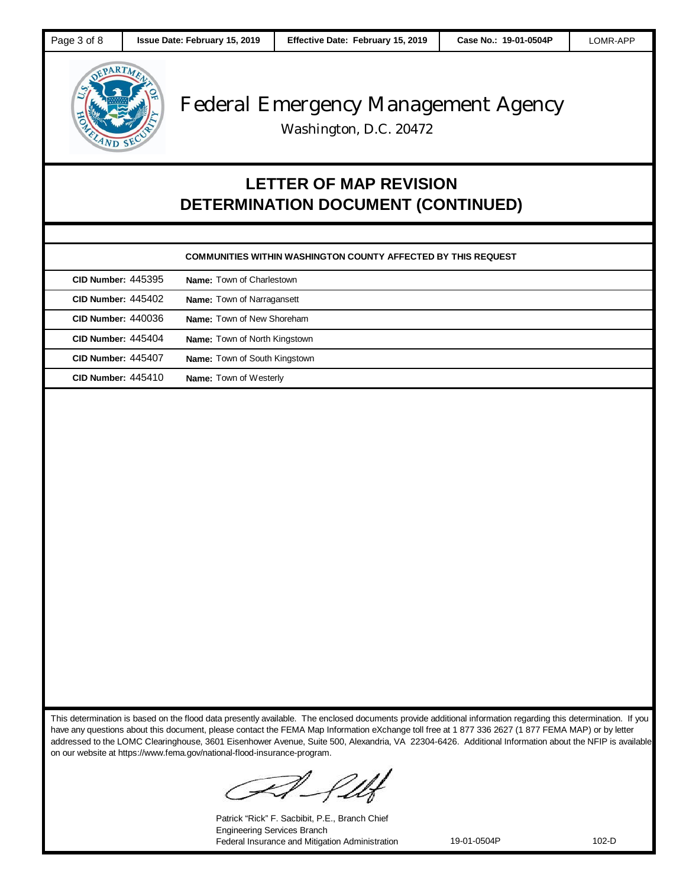# Federal Emergency Management Agency

Washington, D.C. 20472

## LETTER OF MAP REVISION DETERMINATION DOCUMENT (CONTINUED)

**COMMUNITIES WITHIN WASHINGTON COUNTY AFFECTED BY THIS REQUEST**

| CID Number | Name |
|---|---|
| **CID Number:** 445395 | **Name:** Town of Charlestown |
| **CID Number:** 445402 | **Name:** Town of Narragansett |
| **CID Number:** 440036 | **Name:** Town of New Shoreham |
| **CID Number:** 445404 | **Name:** Town of North Kingstown |
| **CID Number:** 445407 | **Name:** Town of South Kingstown |
| **CID Number:** 445410 | **Name:** Town of Westerly |

This determination is based on the flood data presently available. The enclosed documents provide additional information regarding this determination. If you have any questions about this document, please contact the FEMA Map Information eXchange toll free at 1 877 336 2627 (1 877 FEMA MAP) or by letter addressed to the LOMC Clearinghouse, 3601 Eisenhower Avenue, Suite 500, Alexandria, VA 22304-6426. Additional Information about the NFIP is available on our website at https://www.fema.gov/national-flood-insurance-program.

Patrick "Rick" F. Sacbibit, P.E., Branch Chief
Engineering Services Branch
Federal Insurance and Mitigation Administration

19-01-0504P 102-D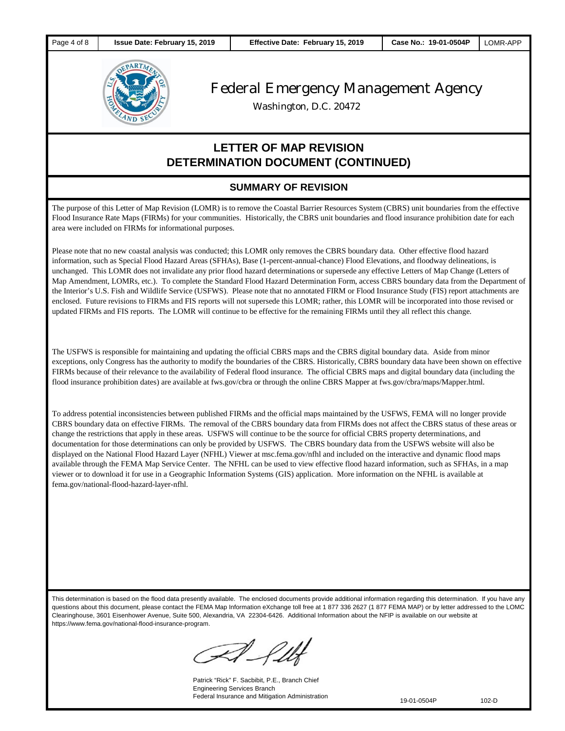# Federal Emergency Management Agency

Washington, D.C. 20472

## LETTER OF MAP REVISION DETERMINATION DOCUMENT (CONTINUED)

### SUMMARY OF REVISION

The purpose of this Letter of Map Revision (LOMR) is to remove the Coastal Barrier Resources System (CBRS) unit boundaries from the effective Flood Insurance Rate Maps (FIRMs) for your communities. Historically, the CBRS unit boundaries and flood insurance prohibition date for each area were included on FIRMs for informational purposes.

Please note that no new coastal analysis was conducted; this LOMR only removes the CBRS boundary data. Other effective flood hazard information, such as Special Flood Hazard Areas (SFHAs), Base (1-percent-annual-chance) Flood Elevations, and floodway delineations, is unchanged. This LOMR does not invalidate any prior flood hazard determinations or supersede any effective Letters of Map Change (Letters of Map Amendment, LOMRs, etc.). To complete the Standard Flood Hazard Determination Form, access CBRS boundary data from the Department of the Interior's U.S. Fish and Wildlife Service (USFWS). Please note that no annotated FIRM or Flood Insurance Study (FIS) report attachments are enclosed. Future revisions to FIRMs and FIS reports will not supersede this LOMR; rather, this LOMR will be incorporated into those revised or updated FIRMs and FIS reports. The LOMR will continue to be effective for the remaining FIRMs until they all reflect this change.

The USFWS is responsible for maintaining and updating the official CBRS maps and the CBRS digital boundary data. Aside from minor exceptions, only Congress has the authority to modify the boundaries of the CBRS. Historically, CBRS boundary data have been shown on effective FIRMs because of their relevance to the availability of Federal flood insurance. The official CBRS maps and digital boundary data (including the flood insurance prohibition dates) are available at fws.gov/cbra or through the online CBRS Mapper at fws.gov/cbra/maps/Mapper.html.

To address potential inconsistencies between published FIRMs and the official maps maintained by the USFWS, FEMA will no longer provide CBRS boundary data on effective FIRMs. The removal of the CBRS boundary data from FIRMs does not affect the CBRS status of these areas or change the restrictions that apply in these areas. USFWS will continue to be the source for official CBRS property determinations, and documentation for those determinations can only be provided by USFWS. The CBRS boundary data from the USFWS website will also be displayed on the National Flood Hazard Layer (NFHL) Viewer at msc.fema.gov/nfhl and included on the interactive and dynamic flood maps available through the FEMA Map Service Center. The NFHL can be used to view effective flood hazard information, such as SFHAs, in a map viewer or to download it for use in a Geographic Information Systems (GIS) application. More information on the NFHL is available at fema.gov/national-flood-hazard-layer-nfhl.

This determination is based on the flood data presently available. The enclosed documents provide additional information regarding this determination. If you have any questions about this document, please contact the FEMA Map Information eXchange toll free at 1 877 336 2627 (1 877 FEMA MAP) or by letter addressed to the LOMC Clearinghouse, 3601 Eisenhower Avenue, Suite 500, Alexandria, VA 22304-6426. Additional Information about the NFIP is available on our website at https://www.fema.gov/national-flood-insurance-program.

Patrick "Rick" F. Sacbibit, P.E., Branch Chief
Engineering Services Branch
Federal Insurance and Mitigation Administration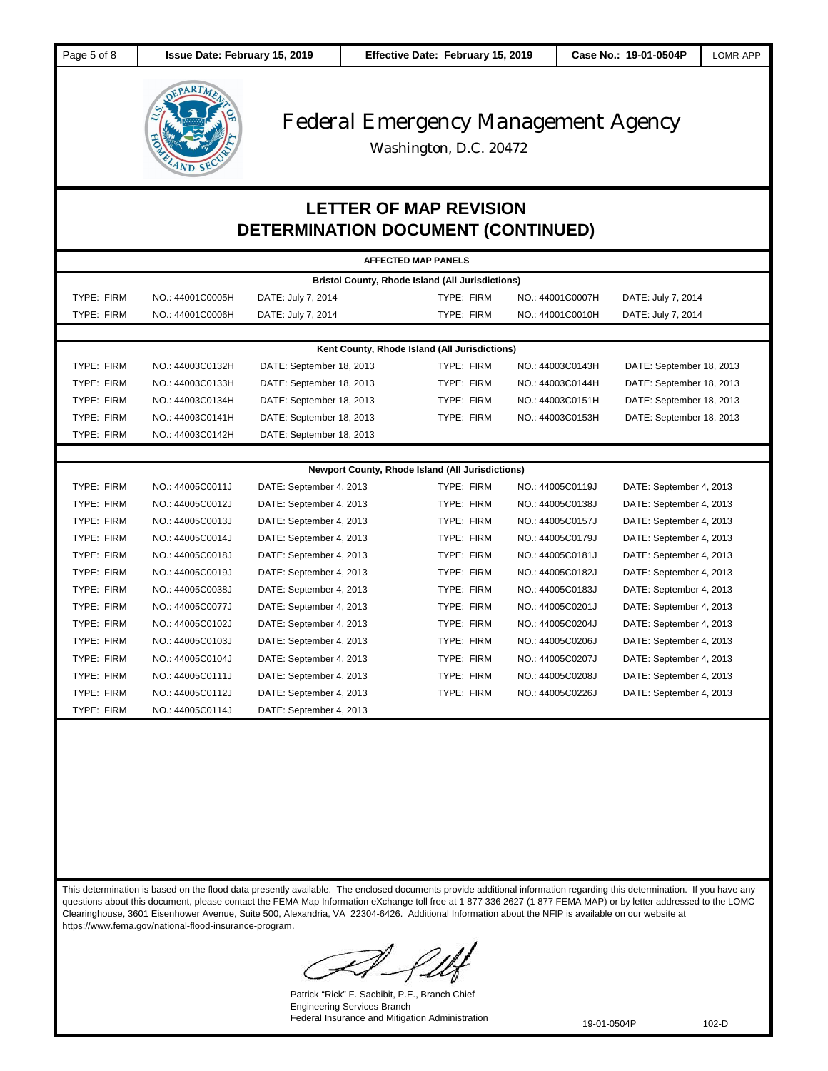# Federal Emergency Management Agency

Washington, D.C. 20472

## LETTER OF MAP REVISION DETERMINATION DOCUMENT (CONTINUED)

### AFFECTED MAP PANELS

**Bristol County, Rhode Island (All Jurisdictions)**

| TYPE | NO. | DATE | TYPE | NO. | DATE |
|---|---|---|---|---|---|
| FIRM | 44001C0005H | July 7, 2014 | FIRM | 44001C0007H | July 7, 2014 |
| FIRM | 44001C0006H | July 7, 2014 | FIRM | 44001C0010H | July 7, 2014 |

**Kent County, Rhode Island (All Jurisdictions)**

| TYPE | NO. | DATE | TYPE | NO. | DATE |
|---|---|---|---|---|---|
| FIRM | 44003C0132H | September 18, 2013 | FIRM | 44003C0143H | September 18, 2013 |
| FIRM | 44003C0133H | September 18, 2013 | FIRM | 44003C0144H | September 18, 2013 |
| FIRM | 44003C0134H | September 18, 2013 | FIRM | 44003C0151H | September 18, 2013 |
| FIRM | 44003C0141H | September 18, 2013 | FIRM | 44003C0153H | September 18, 2013 |
| FIRM | 44003C0142H | September 18, 2013 | | | |

**Newport County, Rhode Island (All Jurisdictions)**

| TYPE | NO. | DATE | TYPE | NO. | DATE |
|---|---|---|---|---|---|
| FIRM | 44005C0011J | September 4, 2013 | FIRM | 44005C0119J | September 4, 2013 |
| FIRM | 44005C0012J | September 4, 2013 | FIRM | 44005C0138J | September 4, 2013 |
| FIRM | 44005C0013J | September 4, 2013 | FIRM | 44005C0157J | September 4, 2013 |
| FIRM | 44005C0014J | September 4, 2013 | FIRM | 44005C0179J | September 4, 2013 |
| FIRM | 44005C0018J | September 4, 2013 | FIRM | 44005C0181J | September 4, 2013 |
| FIRM | 44005C0019J | September 4, 2013 | FIRM | 44005C0182J | September 4, 2013 |
| FIRM | 44005C0038J | September 4, 2013 | FIRM | 44005C0183J | September 4, 2013 |
| FIRM | 44005C0077J | September 4, 2013 | FIRM | 44005C0201J | September 4, 2013 |
| FIRM | 44005C0102J | September 4, 2013 | FIRM | 44005C0204J | September 4, 2013 |
| FIRM | 44005C0103J | September 4, 2013 | FIRM | 44005C0206J | September 4, 2013 |
| FIRM | 44005C0104J | September 4, 2013 | FIRM | 44005C0207J | September 4, 2013 |
| FIRM | 44005C0111J | September 4, 2013 | FIRM | 44005C0208J | September 4, 2013 |
| FIRM | 44005C0112J | September 4, 2013 | FIRM | 44005C0226J | September 4, 2013 |
| FIRM | 44005C0114J | September 4, 2013 | | | |

This determination is based on the flood data presently available. The enclosed documents provide additional information regarding this determination. If you have any questions about this document, please contact the FEMA Map Information eXchange toll free at 1 877 336 2627 (1 877 FEMA MAP) or by letter addressed to the LOMC Clearinghouse, 3601 Eisenhower Avenue, Suite 500, Alexandria, VA 22304-6426. Additional Information about the NFIP is available on our website at https://www.fema.gov/national-flood-insurance-program.

Patrick "Rick" F. Sacbibit, P.E., Branch Chief
Engineering Services Branch
Federal Insurance and Mitigation Administration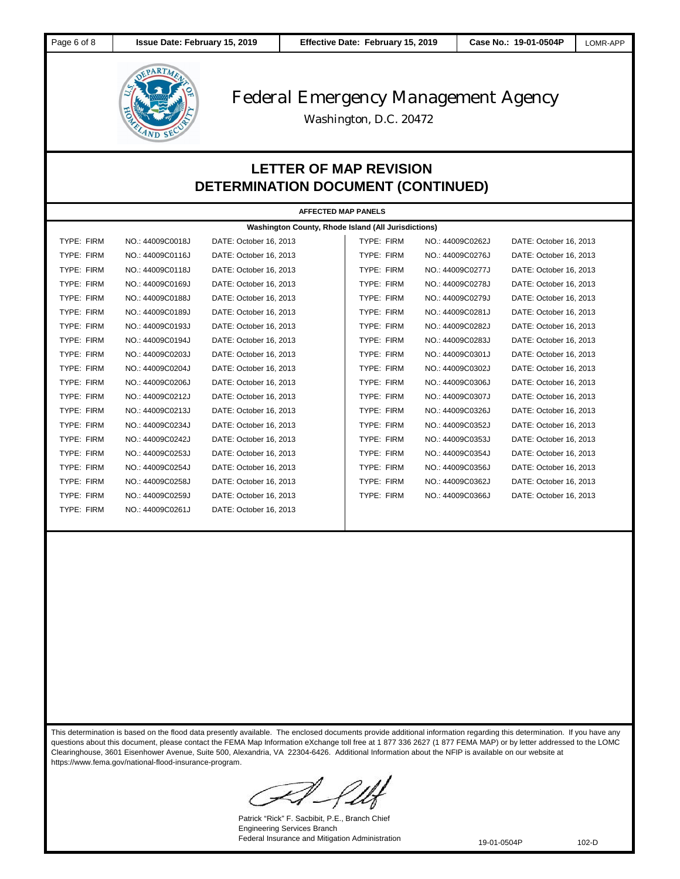# Federal Emergency Management Agency

Washington, D.C. 20472

## LETTER OF MAP REVISION DETERMINATION DOCUMENT (CONTINUED)

**AFFECTED MAP PANELS**

**Washington County, Rhode Island (All Jurisdictions)**

| TYPE | NO. | DATE | TYPE | NO. | DATE |
|---|---|---|---|---|---|
| FIRM | 44009C0018J | October 16, 2013 | FIRM | 44009C0262J | October 16, 2013 |
| FIRM | 44009C0116J | October 16, 2013 | FIRM | 44009C0276J | October 16, 2013 |
| FIRM | 44009C0118J | October 16, 2013 | FIRM | 44009C0277J | October 16, 2013 |
| FIRM | 44009C0169J | October 16, 2013 | FIRM | 44009C0278J | October 16, 2013 |
| FIRM | 44009C0188J | October 16, 2013 | FIRM | 44009C0279J | October 16, 2013 |
| FIRM | 44009C0189J | October 16, 2013 | FIRM | 44009C0281J | October 16, 2013 |
| FIRM | 44009C0193J | October 16, 2013 | FIRM | 44009C0282J | October 16, 2013 |
| FIRM | 44009C0194J | October 16, 2013 | FIRM | 44009C0283J | October 16, 2013 |
| FIRM | 44009C0203J | October 16, 2013 | FIRM | 44009C0301J | October 16, 2013 |
| FIRM | 44009C0204J | October 16, 2013 | FIRM | 44009C0302J | October 16, 2013 |
| FIRM | 44009C0206J | October 16, 2013 | FIRM | 44009C0306J | October 16, 2013 |
| FIRM | 44009C0212J | October 16, 2013 | FIRM | 44009C0307J | October 16, 2013 |
| FIRM | 44009C0213J | October 16, 2013 | FIRM | 44009C0326J | October 16, 2013 |
| FIRM | 44009C0234J | October 16, 2013 | FIRM | 44009C0352J | October 16, 2013 |
| FIRM | 44009C0242J | October 16, 2013 | FIRM | 44009C0353J | October 16, 2013 |
| FIRM | 44009C0253J | October 16, 2013 | FIRM | 44009C0354J | October 16, 2013 |
| FIRM | 44009C0254J | October 16, 2013 | FIRM | 44009C0356J | October 16, 2013 |
| FIRM | 44009C0258J | October 16, 2013 | FIRM | 44009C0362J | October 16, 2013 |
| FIRM | 44009C0259J | October 16, 2013 | FIRM | 44009C0366J | October 16, 2013 |
| FIRM | 44009C0261J | October 16, 2013 | | | |

This determination is based on the flood data presently available. The enclosed documents provide additional information regarding this determination. If you have any questions about this document, please contact the FEMA Map Information eXchange toll free at 1 877 336 2627 (1 877 FEMA MAP) or by letter addressed to the LOMC Clearinghouse, 3601 Eisenhower Avenue, Suite 500, Alexandria, VA 22304-6426. Additional Information about the NFIP is available on our website at https://www.fema.gov/national-flood-insurance-program.

Patrick "Rick" F. Sacbibit, P.E., Branch Chief
Engineering Services Branch
Federal Insurance and Mitigation Administration

19-01-0504P 102-D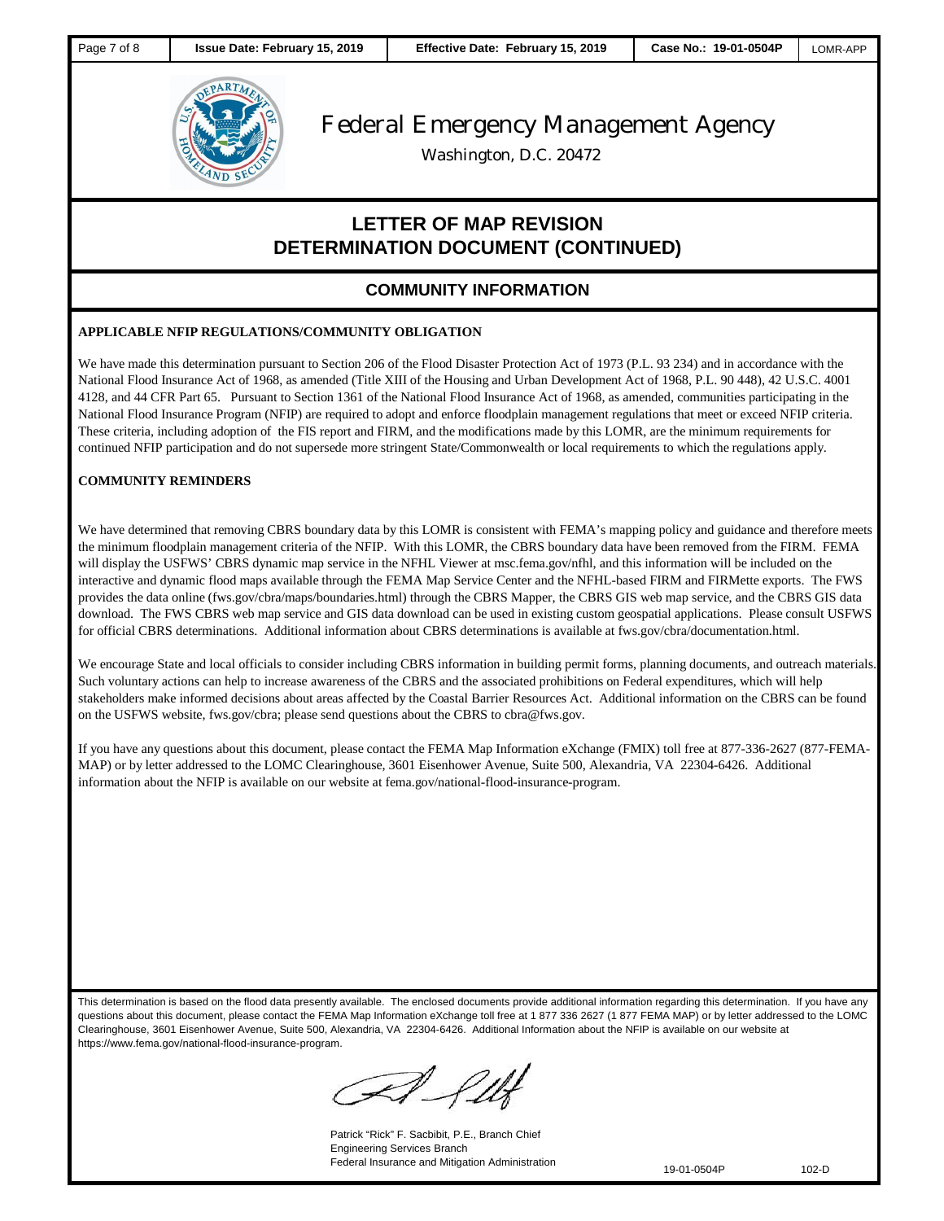| Issue Date: February 15, 2019 | Effective Date: February 15, 2019 | Case No.: 19-01-0504P | LOMR-APP |
| --- | --- | --- | --- |

# Federal Emergency Management Agency

Washington, D.C. 20472

## LETTER OF MAP REVISION DETERMINATION DOCUMENT (CONTINUED)

### COMMUNITY INFORMATION

**APPLICABLE NFIP REGULATIONS/COMMUNITY OBLIGATION**

We have made this determination pursuant to Section 206 of the Flood Disaster Protection Act of 1973 (P.L. 93 234) and in accordance with the National Flood Insurance Act of 1968, as amended (Title XIII of the Housing and Urban Development Act of 1968, P.L. 90 448), 42 U.S.C. 4001 4128, and 44 CFR Part 65. Pursuant to Section 1361 of the National Flood Insurance Act of 1968, as amended, communities participating in the National Flood Insurance Program (NFIP) are required to adopt and enforce floodplain management regulations that meet or exceed NFIP criteria. These criteria, including adoption of the FIS report and FIRM, and the modifications made by this LOMR, are the minimum requirements for continued NFIP participation and do not supersede more stringent State/Commonwealth or local requirements to which the regulations apply.

**COMMUNITY REMINDERS**

We have determined that removing CBRS boundary data by this LOMR is consistent with FEMA's mapping policy and guidance and therefore meets the minimum floodplain management criteria of the NFIP. With this LOMR, the CBRS boundary data have been removed from the FIRM. FEMA will display the USFWS' CBRS dynamic map service in the NFHL Viewer at msc.fema.gov/nfhl, and this information will be included on the interactive and dynamic flood maps available through the FEMA Map Service Center and the NFHL-based FIRM and FIRMette exports. The FWS provides the data online (fws.gov/cbra/maps/boundaries.html) through the CBRS Mapper, the CBRS GIS web map service, and the CBRS GIS data download. The FWS CBRS web map service and GIS data download can be used in existing custom geospatial applications. Please consult USFWS for official CBRS determinations. Additional information about CBRS determinations is available at fws.gov/cbra/documentation.html.

We encourage State and local officials to consider including CBRS information in building permit forms, planning documents, and outreach materials. Such voluntary actions can help to increase awareness of the CBRS and the associated prohibitions on Federal expenditures, which will help stakeholders make informed decisions about areas affected by the Coastal Barrier Resources Act. Additional information on the CBRS can be found on the USFWS website, fws.gov/cbra; please send questions about the CBRS to cbra@fws.gov.

If you have any questions about this document, please contact the FEMA Map Information eXchange (FMIX) toll free at 877-336-2627 (877-FEMA-MAP) or by letter addressed to the LOMC Clearinghouse, 3601 Eisenhower Avenue, Suite 500, Alexandria, VA 22304-6426. Additional information about the NFIP is available on our website at fema.gov/national-flood-insurance-program.

This determination is based on the flood data presently available. The enclosed documents provide additional information regarding this determination. If you have any questions about this document, please contact the FEMA Map Information eXchange toll free at 1 877 336 2627 (1 877 FEMA MAP) or by letter addressed to the LOMC Clearinghouse, 3601 Eisenhower Avenue, Suite 500, Alexandria, VA 22304-6426. Additional Information about the NFIP is available on our website at https://www.fema.gov/national-flood-insurance-program.

Patrick "Rick" F. Sacbibit, P.E., Branch Chief
Engineering Services Branch
Federal Insurance and Mitigation Administration

19-01-0504P 102-D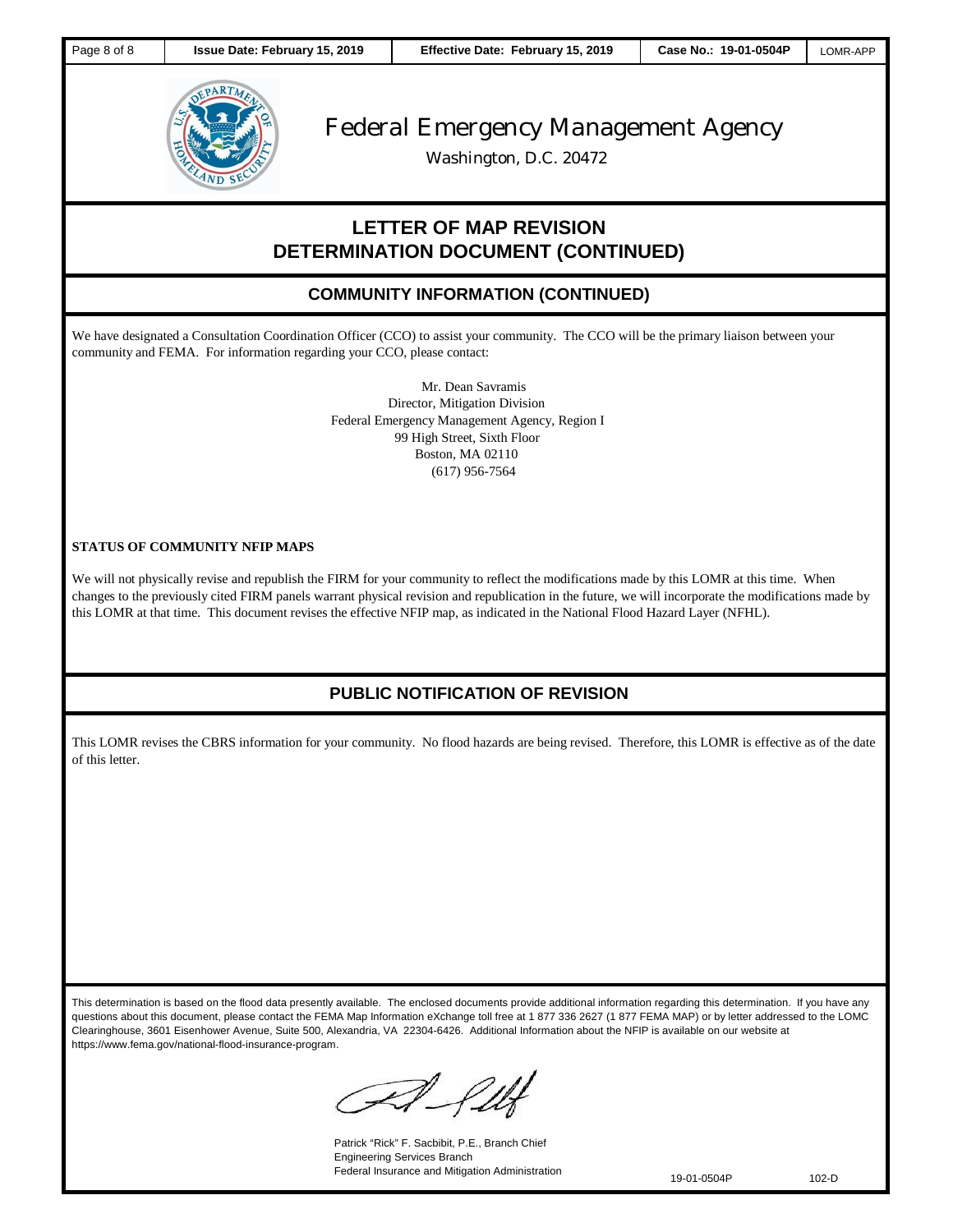# Federal Emergency Management Agency

Washington, D.C. 20472

## LETTER OF MAP REVISION DETERMINATION DOCUMENT (CONTINUED)

### COMMUNITY INFORMATION (CONTINUED)

We have designated a Consultation Coordination Officer (CCO) to assist your community. The CCO will be the primary liaison between your community and FEMA. For information regarding your CCO, please contact:

Mr. Dean Savramis
Director, Mitigation Division
Federal Emergency Management Agency, Region I
99 High Street, Sixth Floor
Boston, MA 02110
(617) 956-7564

**STATUS OF COMMUNITY NFIP MAPS**

We will not physically revise and republish the FIRM for your community to reflect the modifications made by this LOMR at this time. When changes to the previously cited FIRM panels warrant physical revision and republication in the future, we will incorporate the modifications made by this LOMR at that time. This document revises the effective NFIP map, as indicated in the National Flood Hazard Layer (NFHL).

### PUBLIC NOTIFICATION OF REVISION

This LOMR revises the CBRS information for your community. No flood hazards are being revised. Therefore, this LOMR is effective as of the date of this letter.

This determination is based on the flood data presently available. The enclosed documents provide additional information regarding this determination. If you have any questions about this document, please contact the FEMA Map Information eXchange toll free at 1 877 336 2627 (1 877 FEMA MAP) or by letter addressed to the LOMC Clearinghouse, 3601 Eisenhower Avenue, Suite 500, Alexandria, VA 22304-6426. Additional Information about the NFIP is available on our website at https://www.fema.gov/national-flood-insurance-program.

Patrick "Rick" F. Sacbibit, P.E., Branch Chief
Engineering Services Branch
Federal Insurance and Mitigation Administration

19-01-0504P 102-D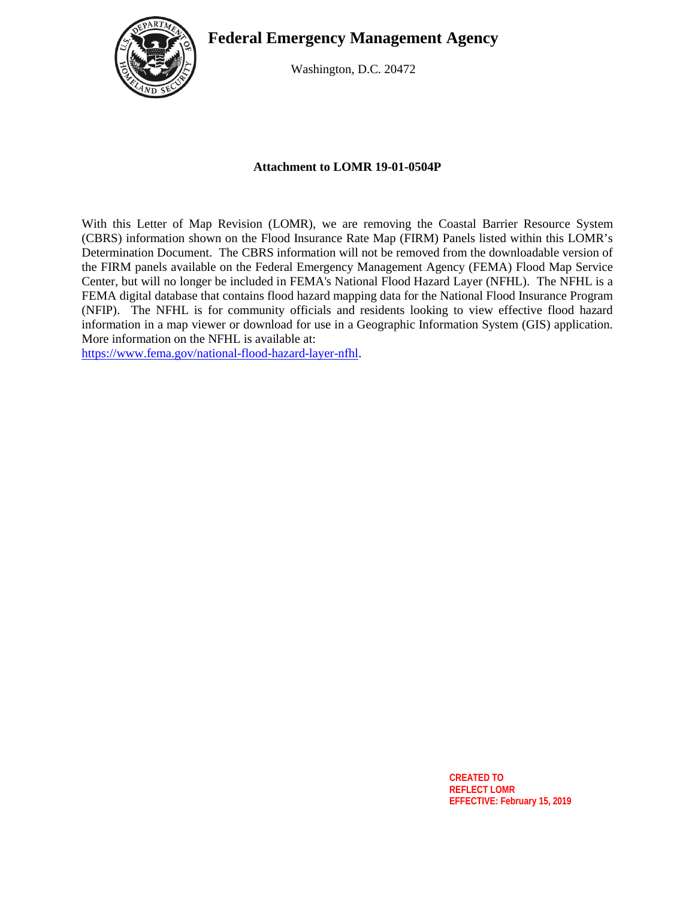**Federal Emergency Management Agency**

Washington, D.C. 20472

**Attachment to LOMR 19-01-0504P**

With this Letter of Map Revision (LOMR), we are removing the Coastal Barrier Resource System (CBRS) information shown on the Flood Insurance Rate Map (FIRM) Panels listed within this LOMR's Determination Document. The CBRS information will not be removed from the downloadable version of the FIRM panels available on the Federal Emergency Management Agency (FEMA) Flood Map Service Center, but will no longer be included in FEMA's National Flood Hazard Layer (NFHL). The NFHL is a FEMA digital database that contains flood hazard mapping data for the National Flood Insurance Program (NFIP). The NFHL is for community officials and residents looking to view effective flood hazard information in a map viewer or download for use in a Geographic Information System (GIS) application. More information on the NFHL is available at:
https://www.fema.gov/national-flood-hazard-layer-nfhl.

**CREATED TO
REFLECT LOMR
EFFECTIVE: February 15, 2019**